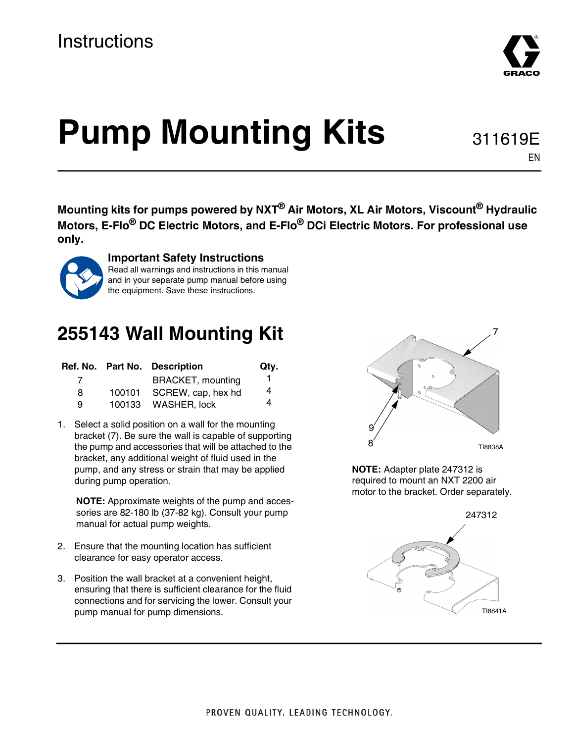Instructions

# Pump Mounting Kits

311619E

EN

**Mounting kits for pumps powered by NXT® Air Motors, XL Air Motors, Viscount® Hydraulic Motors, E-Flo® DC Electric Motors, and E-Flo® DCi Electric Motors. For professional use only.**

**Important Safety Instructions**
Read all warnings and instructions in this manual and in your separate pump manual before using the equipment. Save these instructions.

## 255143 Wall Mounting Kit

| Ref. No. | Part No. | Description | Qty. |
|---|---|---|---|
| 7 | | BRACKET, mounting | 1 |
| 8 | 100101 | SCREW, cap, hex hd | 4 |
| 9 | 100133 | WASHER, lock | 4 |

1. Select a solid position on a wall for the mounting bracket (7). Be sure the wall is capable of supporting the pump and accessories that will be attached to the bracket, any additional weight of fluid used in the pump, and any stress or strain that may be applied during pump operation.

   **NOTE:** Approximate weights of the pump and accessories are 82-180 lb (37-82 kg). Consult your pump manual for actual pump weights.

2. Ensure that the mounting location has sufficient clearance for easy operator access.

3. Position the wall bracket at a convenient height, ensuring that there is sufficient clearance for the fluid connections and for servicing the lower. Consult your pump manual for pump dimensions.

7

9

8

TI8838A

**NOTE:** Adapter plate 247312 is required to mount an NXT 2200 air motor to the bracket. Order separately.

247312

TI8841A

PROVEN QUALITY. LEADING TECHNOLOGY.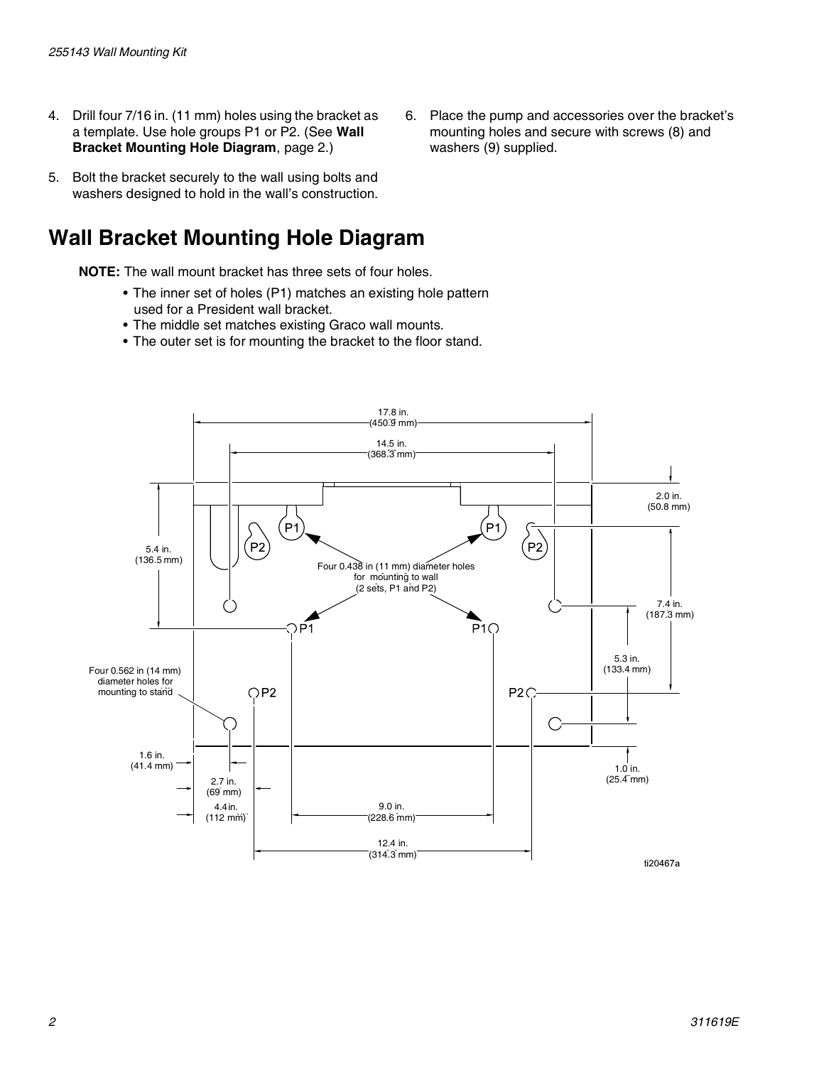4. Drill four 7/16 in. (11 mm) holes using the bracket as a template. Use hole groups P1 or P2. (See **Wall Bracket Mounting Hole Diagram**, page 2.)
5. Bolt the bracket securely to the wall using bolts and washers designed to hold in the wall's construction.
6. Place the pump and accessories over the bracket's mounting holes and secure with screws (8) and washers (9) supplied.

## Wall Bracket Mounting Hole Diagram

**NOTE:** The wall mount bracket has three sets of four holes.

- The inner set of holes (P1) matches an existing hole pattern used for a President wall bracket.
- The middle set matches existing Graco wall mounts.
- The outer set is for mounting the bracket to the floor stand.

17.8 in. (450.9 mm)

14.5 in. (368.3 mm)

2.0 in. (50.8 mm)

5.4 in. (136.5 mm)

P1 P1 P2 P2

Four 0.438 in (11 mm) diameter holes for mounting to wall (2 sets, P1 and P2)

7.4 in. (187.3 mm)

P1 P1

5.3 in. (133.4 mm)

Four 0.562 in (14 mm) diameter holes for mounting to stand

P2 P2

1.6 in. (41.4 mm)

1.0 in. (25.4 mm)

2.7 in. (69 mm)

4.4 in. (112 mm)

9.0 in. (228.6 mm)

12.4 in. (314.3 mm)

ti20467a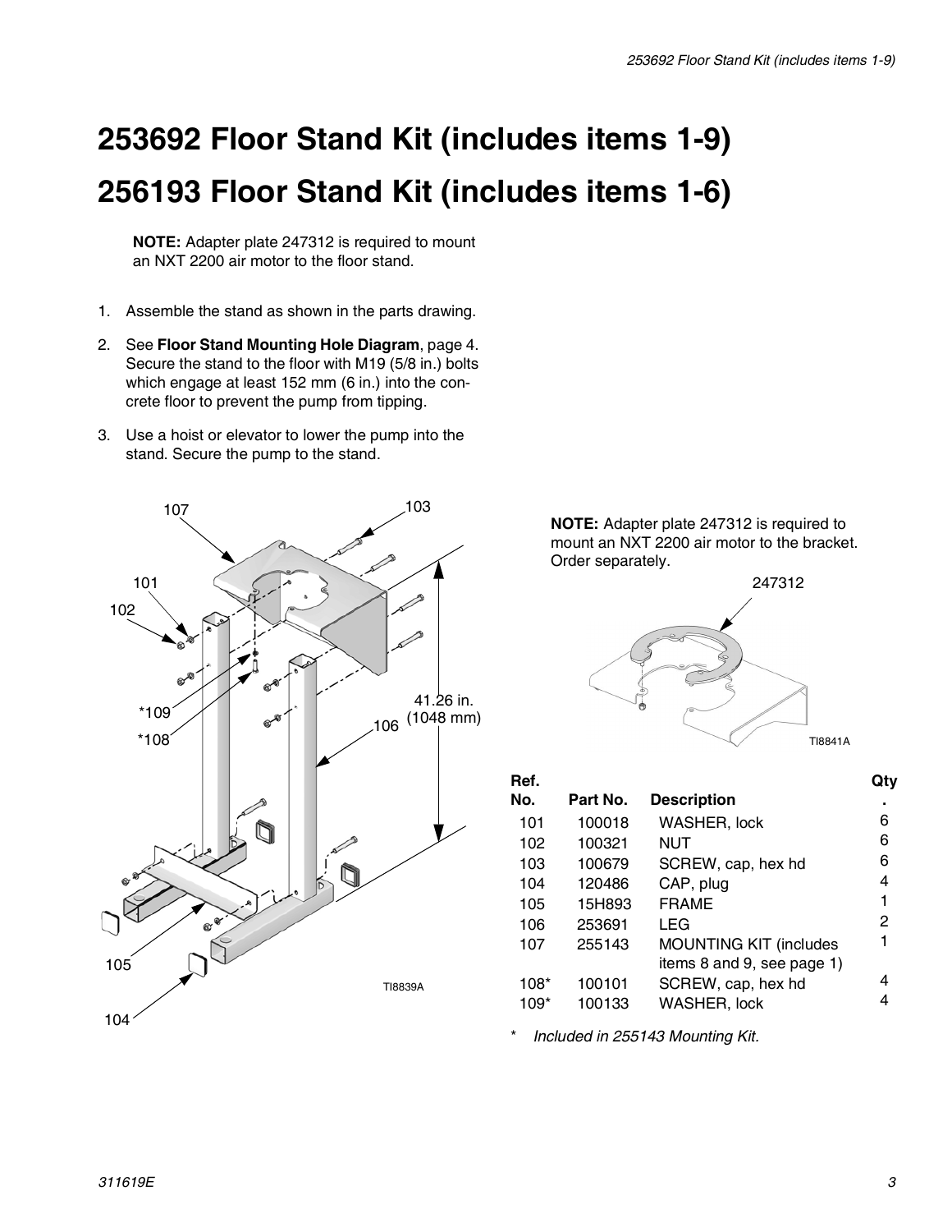# 253692 Floor Stand Kit (includes items 1-9)

# 256193 Floor Stand Kit (includes items 1-6)

**NOTE:** Adapter plate 247312 is required to mount an NXT 2200 air motor to the floor stand.

1. Assemble the stand as shown in the parts drawing.
2. See **Floor Stand Mounting Hole Diagram**, page 4. Secure the stand to the floor with M19 (5/8 in.) bolts which engage at least 152 mm (6 in.) into the concrete floor to prevent the pump from tipping.
3. Use a hoist or elevator to lower the pump into the stand. Secure the pump to the stand.

107 103 101 102 *109 *108 106 41.26 in. (1048 mm) 105 104 TI8839A

**NOTE:** Adapter plate 247312 is required to mount an NXT 2200 air motor to the bracket. Order separately.

247312 TI8841A

| Ref. No. | Part No. | Description | Qty. |
|---|---|---|---|
| 101 | 100018 | WASHER, lock | 6 |
| 102 | 100321 | NUT | 6 |
| 103 | 100679 | SCREW, cap, hex hd | 6 |
| 104 | 120486 | CAP, plug | 4 |
| 105 | 15H893 | FRAME | 1 |
| 106 | 253691 | LEG | 2 |
| 107 | 255143 | MOUNTING KIT (includes items 8 and 9, see page 1) | 1 |
| 108* | 100101 | SCREW, cap, hex hd | 4 |
| 109* | 100133 | WASHER, lock | 4 |

\* *Included in 255143 Mounting Kit.*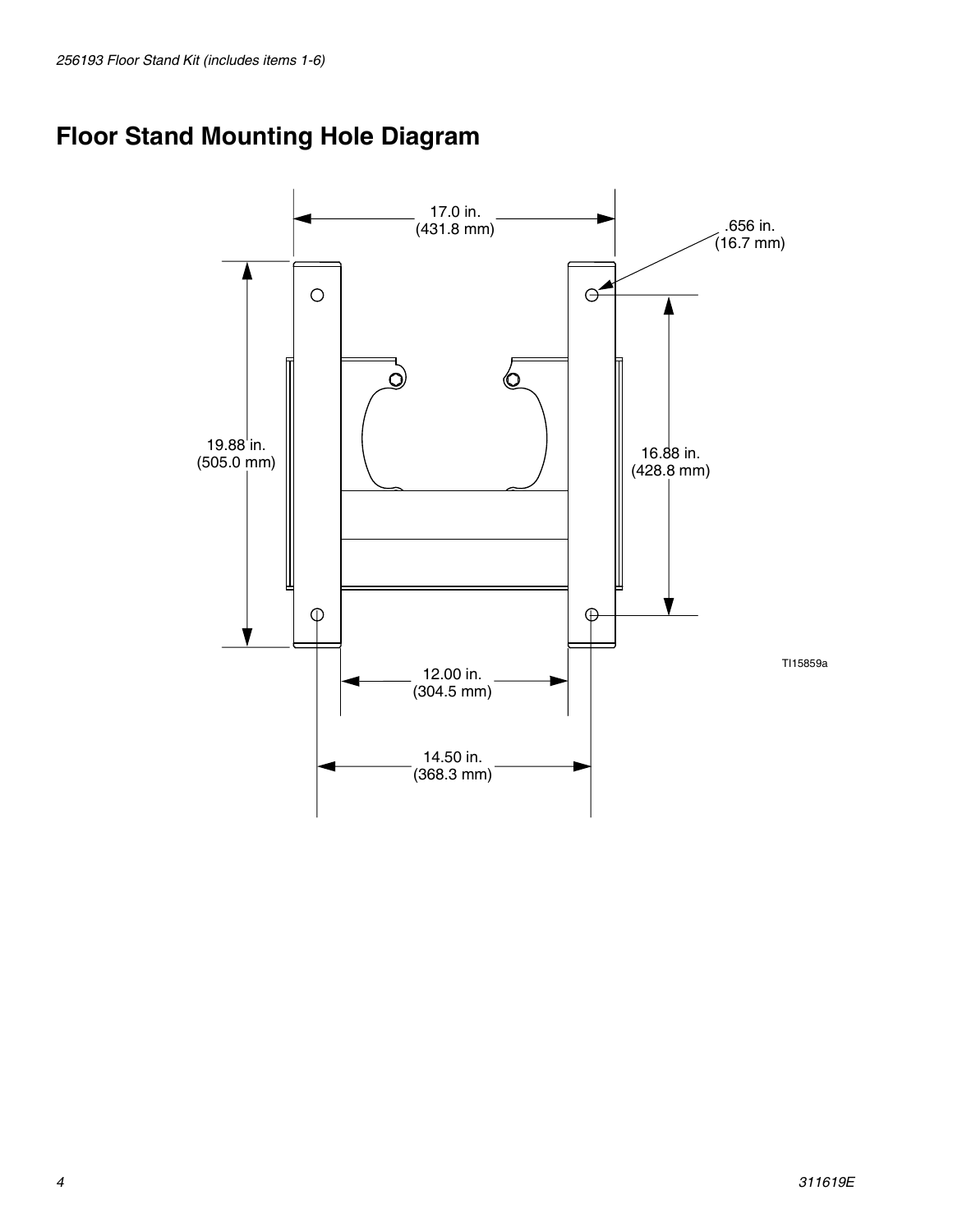# Floor Stand Mounting Hole Diagram

17.0 in.
(431.8 mm)

.656 in.
(16.7 mm)

19.88 in.
(505.0 mm)

16.88 in.
(428.8 mm)

TI15859a

12.00 in.
(304.5 mm)

14.50 in.
(368.3 mm)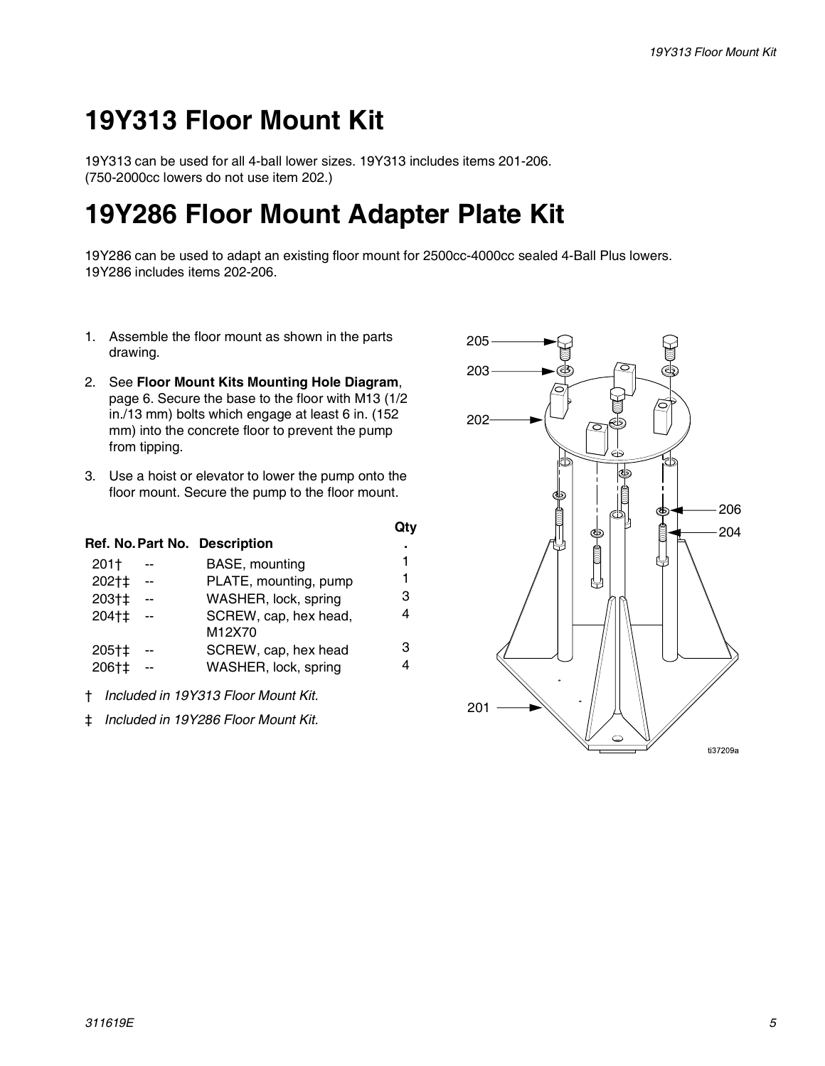# 19Y313 Floor Mount Kit

19Y313 can be used for all 4-ball lower sizes. 19Y313 includes items 201-206. (750-2000cc lowers do not use item 202.)

# 19Y286 Floor Mount Adapter Plate Kit

19Y286 can be used to adapt an existing floor mount for 2500cc-4000cc sealed 4-Ball Plus lowers. 19Y286 includes items 202-206.

1. Assemble the floor mount as shown in the parts drawing.
2. See **Floor Mount Kits Mounting Hole Diagram**, page 6. Secure the base to the floor with M13 (1/2 in./13 mm) bolts which engage at least 6 in. (152 mm) into the concrete floor to prevent the pump from tipping.
3. Use a hoist or elevator to lower the pump onto the floor mount. Secure the pump to the floor mount.

| Ref. No. | Part No. | Description | Qty. |
|---|---|---|---|
| 201† | -- | BASE, mounting | 1 |
| 202†‡ | -- | PLATE, mounting, pump | 1 |
| 203†‡ | -- | WASHER, lock, spring | 3 |
| 204†‡ | -- | SCREW, cap, hex head, M12X70 | 4 |
| 205†‡ | -- | SCREW, cap, hex head | 3 |
| 206†‡ | -- | WASHER, lock, spring | 4 |

† *Included in 19Y313 Floor Mount Kit.*

‡ *Included in 19Y286 Floor Mount Kit.*

205
203
202
206
204
201
ti37209a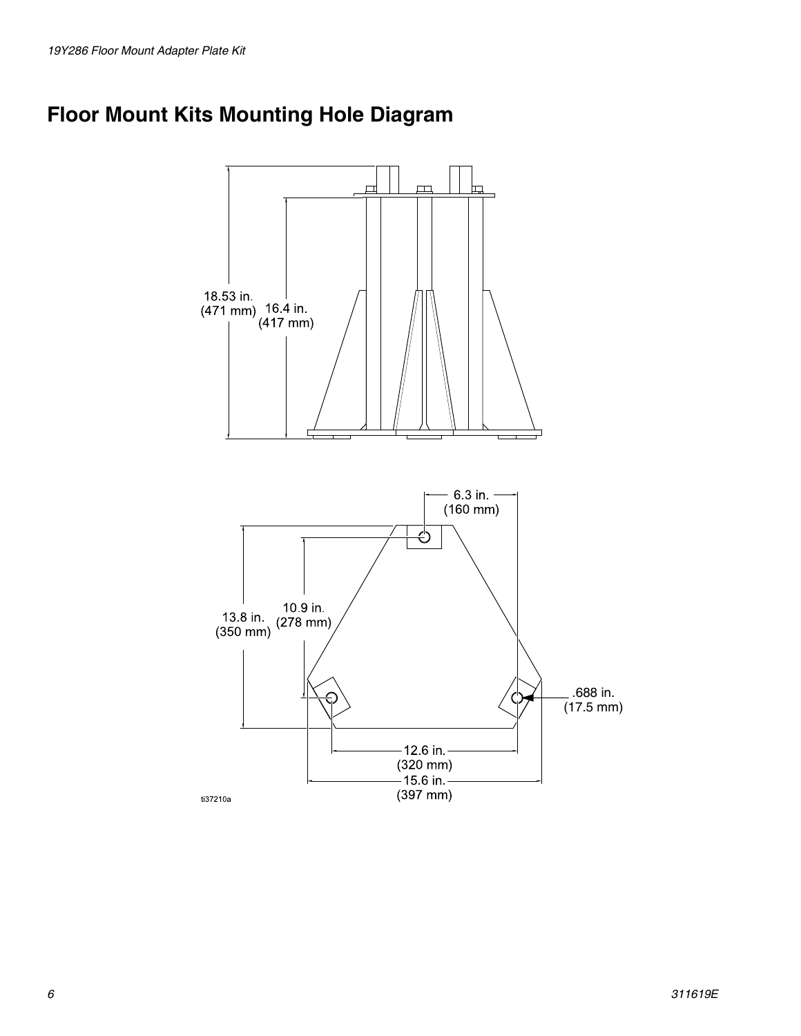# Floor Mount Kits Mounting Hole Diagram

18.53 in. (471 mm)

16.4 in. (417 mm)

6.3 in. (160 mm)

13.8 in. (350 mm)

10.9 in. (278 mm)

.688 in. (17.5 mm)

12.6 in. (320 mm)

15.6 in. (397 mm)

ti37210a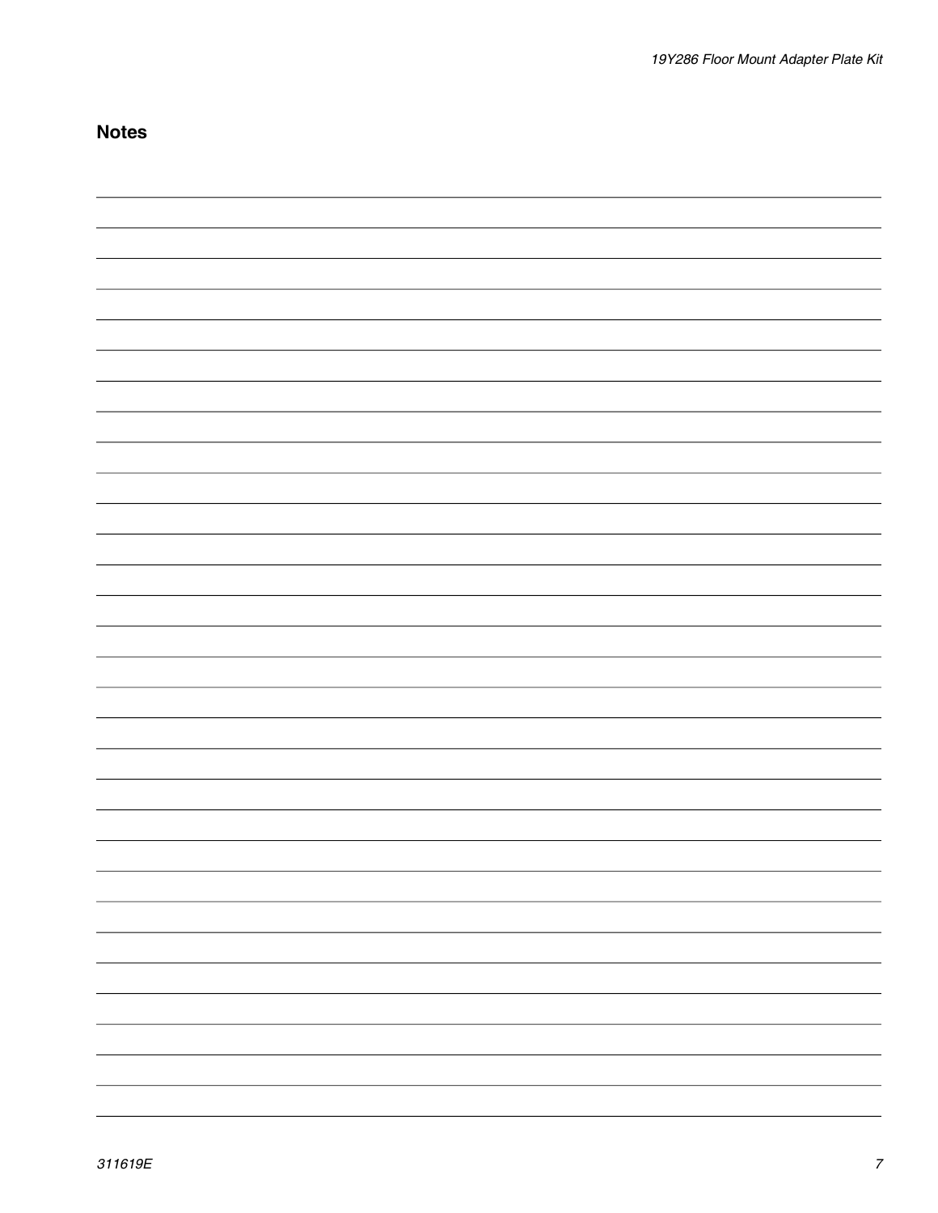## Notes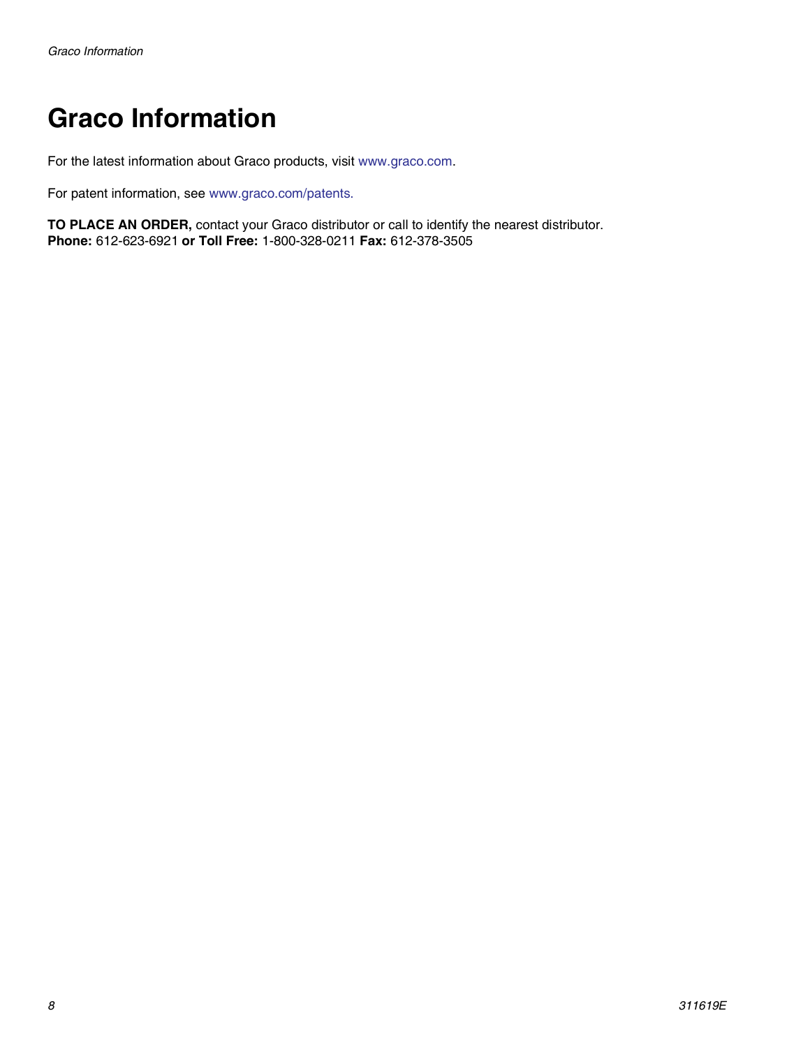# Graco Information

For the latest information about Graco products, visit www.graco.com.

For patent information, see www.graco.com/patents.

**TO PLACE AN ORDER,** contact your Graco distributor or call to identify the nearest distributor.
**Phone:** 612-623-6921 **or Toll Free:** 1-800-328-0211 **Fax:** 612-378-3505